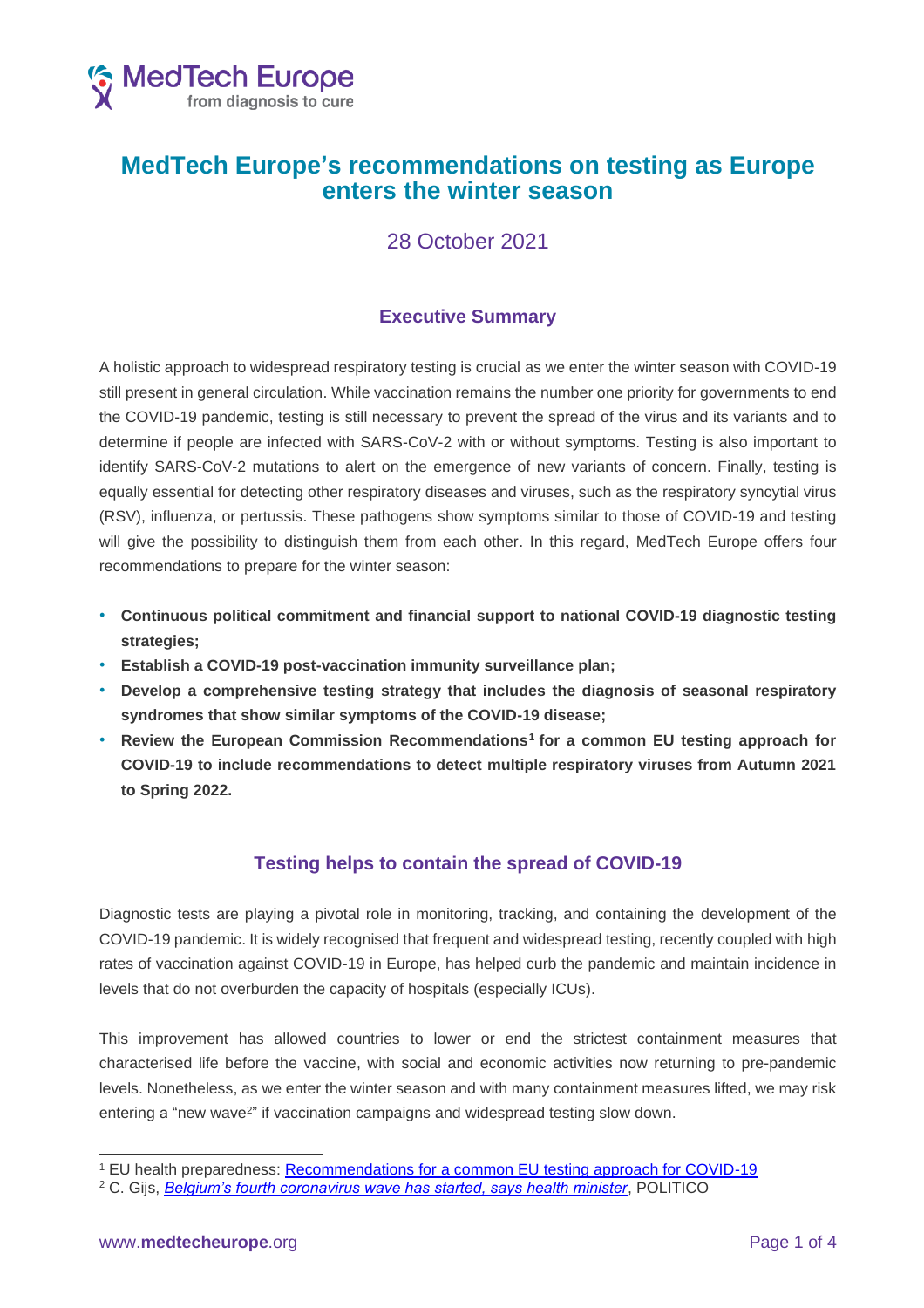# MedTech Europe's recommendations on testing as Europe enters the winter season

28 October 2021

## Executive Summary

A holistic approach to widespread respiratory testing is crucial as we enter the winter season with COVID-19 still present in general circulation. While vaccination remains the number one priority for governments to end the COVID-19 pandemic, testing is still necessary to prevent the spread of the virus and its variants and to determine if people are infected with SARS-CoV-2 with or without symptoms. Testing is also important to identify SARS-CoV-2 mutations to alert on the emergence of new variants of concern. Finally, testing is equally essential for detecting other respiratory diseases and viruses, such as the respiratory syncytial virus (RSV), influenza, or pertussis. These pathogens show symptoms similar to those of COVID-19 and testing will give the possibility to distinguish them from each other. In this regard, MedTech Europe offers four recommendations to prepare for the winter season:

- **Continuous political commitment and financial support to national COVID-19 diagnostic testing strategies;**
- **Establish a COVID-19 post-vaccination immunity surveillance plan;**
- **Develop a comprehensive testing strategy that includes the diagnosis of seasonal respiratory syndromes that show similar symptoms of the COVID-19 disease;**
- **Review the European Commission Recommendations[1] for a common EU testing approach for COVID-19 to include recommendations to detect multiple respiratory viruses from Autumn 2021 to Spring 2022.**

## Testing helps to contain the spread of COVID-19

Diagnostic tests are playing a pivotal role in monitoring, tracking, and containing the development of the COVID-19 pandemic. It is widely recognised that frequent and widespread testing, recently coupled with high rates of vaccination against COVID-19 in Europe, has helped curb the pandemic and maintain incidence in levels that do not overburden the capacity of hospitals (especially ICUs).

This improvement has allowed countries to lower or end the strictest containment measures that characterised life before the vaccine, with social and economic activities now returning to pre-pandemic levels. Nonetheless, as we enter the winter season and with many containment measures lifted, we may risk entering a "new wave[2]" if vaccination campaigns and widespread testing slow down.

[1] EU health preparedness: Recommendations for a common EU testing approach for COVID-19

[2] C. Gijs, *Belgium's fourth coronavirus wave has started, says health minister*, POLITICO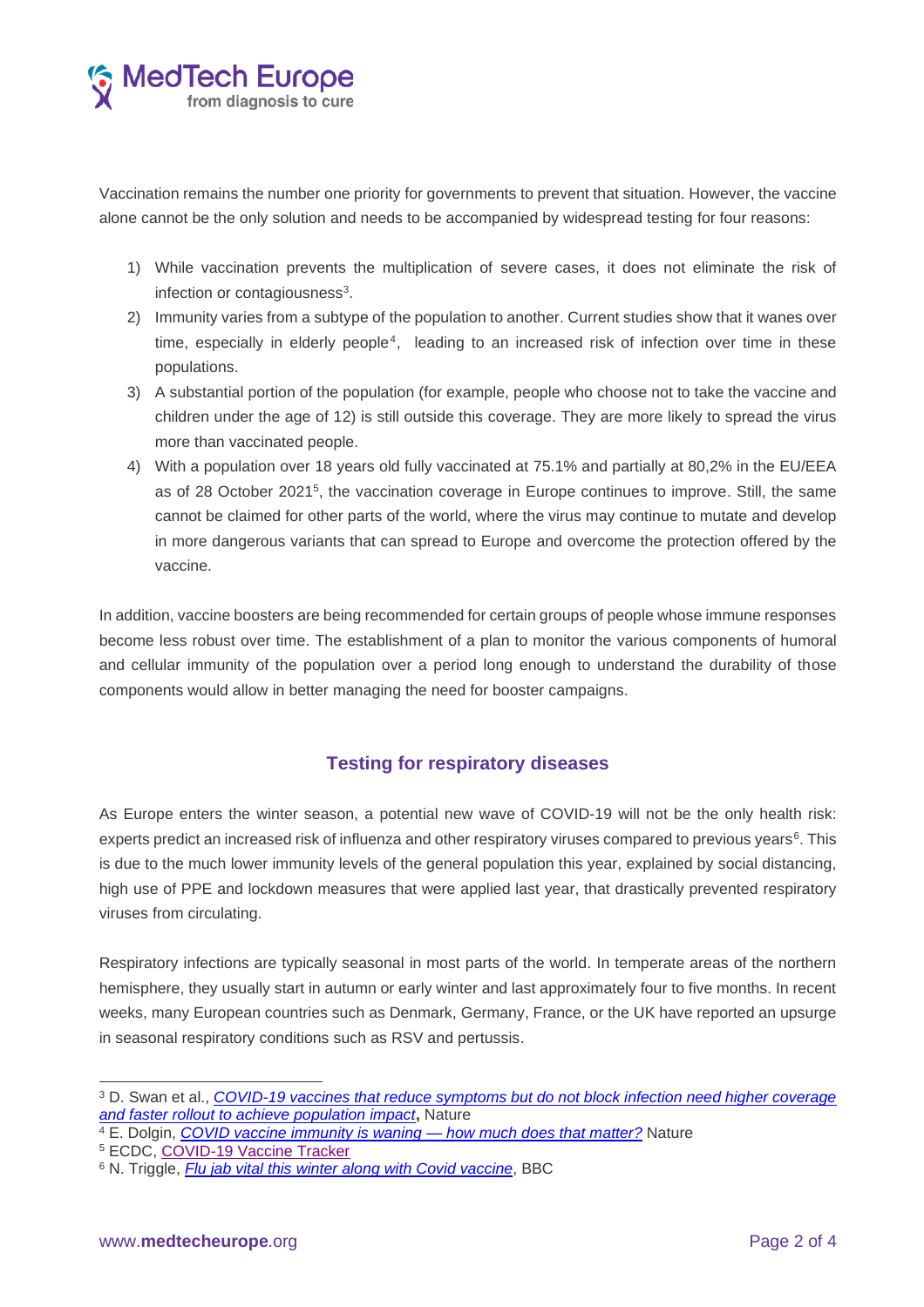Vaccination remains the number one priority for governments to prevent that situation. However, the vaccine alone cannot be the only solution and needs to be accompanied by widespread testing for four reasons:

1) While vaccination prevents the multiplication of severe cases, it does not eliminate the risk of infection or contagiousness[3].
2) Immunity varies from a subtype of the population to another. Current studies show that it wanes over time, especially in elderly people[4], leading to an increased risk of infection over time in these populations.
3) A substantial portion of the population (for example, people who choose not to take the vaccine and children under the age of 12) is still outside this coverage. They are more likely to spread the virus more than vaccinated people.
4) With a population over 18 years old fully vaccinated at 75.1% and partially at 80,2% in the EU/EEA as of 28 October 2021[5], the vaccination coverage in Europe continues to improve. Still, the same cannot be claimed for other parts of the world, where the virus may continue to mutate and develop in more dangerous variants that can spread to Europe and overcome the protection offered by the vaccine.

In addition, vaccine boosters are being recommended for certain groups of people whose immune responses become less robust over time. The establishment of a plan to monitor the various components of humoral and cellular immunity of the population over a period long enough to understand the durability of those components would allow in better managing the need for booster campaigns.

## Testing for respiratory diseases

As Europe enters the winter season, a potential new wave of COVID-19 will not be the only health risk: experts predict an increased risk of influenza and other respiratory viruses compared to previous years[6]. This is due to the much lower immunity levels of the general population this year, explained by social distancing, high use of PPE and lockdown measures that were applied last year, that drastically prevented respiratory viruses from circulating.

Respiratory infections are typically seasonal in most parts of the world. In temperate areas of the northern hemisphere, they usually start in autumn or early winter and last approximately four to five months. In recent weeks, many European countries such as Denmark, Germany, France, or the UK have reported an upsurge in seasonal respiratory conditions such as RSV and pertussis.

---

[3] D. Swan et al., *COVID-19 vaccines that reduce symptoms but do not block infection need higher coverage and faster rollout to achieve population impact*, Nature

[4] E. Dolgin, *COVID vaccine immunity is waning — how much does that matter?* Nature

[5] ECDC, COVID-19 Vaccine Tracker

[6] N. Triggle, *Flu jab vital this winter along with Covid vaccine*, BBC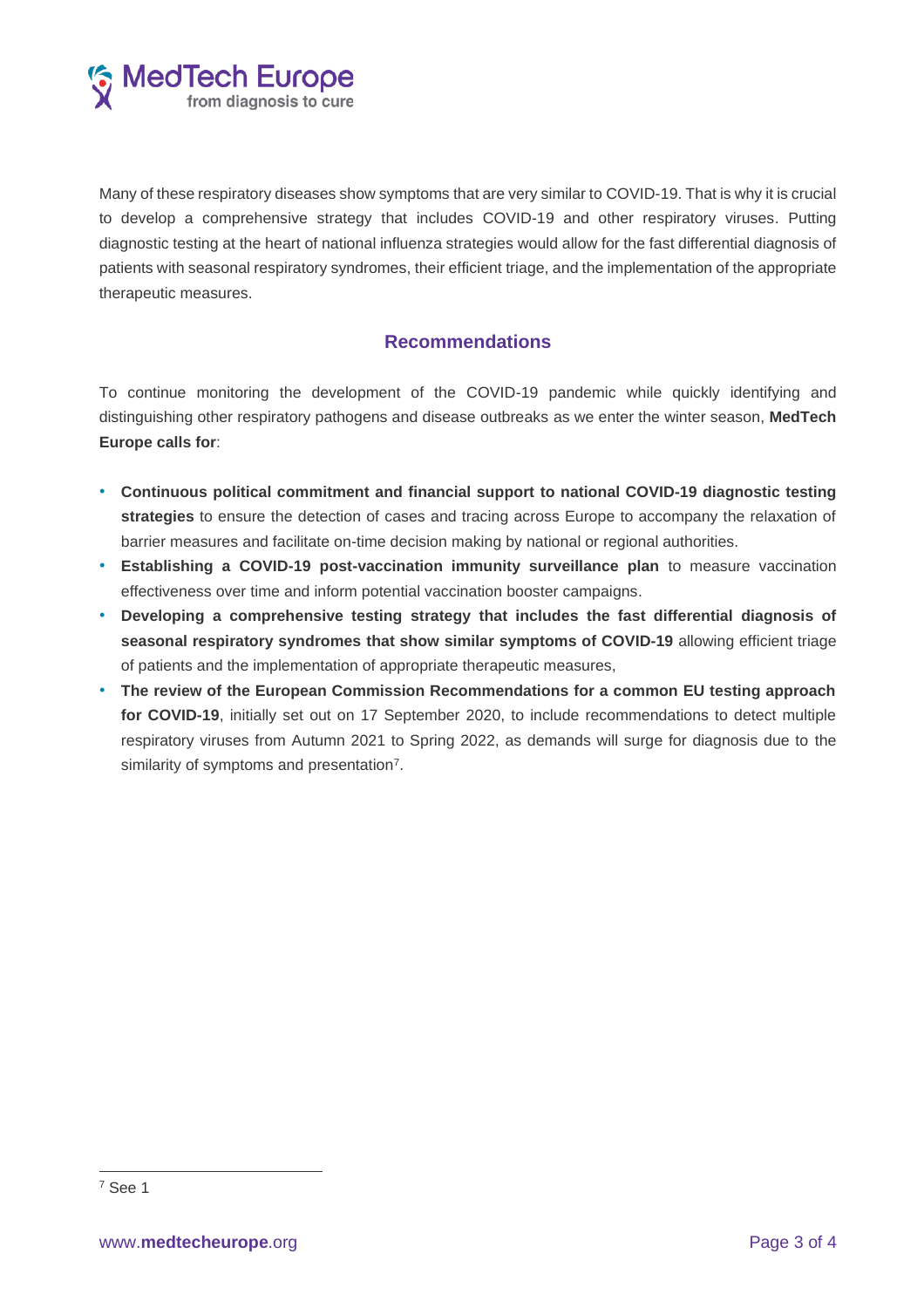Many of these respiratory diseases show symptoms that are very similar to COVID-19. That is why it is crucial to develop a comprehensive strategy that includes COVID-19 and other respiratory viruses. Putting diagnostic testing at the heart of national influenza strategies would allow for the fast differential diagnosis of patients with seasonal respiratory syndromes, their efficient triage, and the implementation of the appropriate therapeutic measures.

## Recommendations

To continue monitoring the development of the COVID-19 pandemic while quickly identifying and distinguishing other respiratory pathogens and disease outbreaks as we enter the winter season, **MedTech Europe calls for**:

- **Continuous political commitment and financial support to national COVID-19 diagnostic testing strategies** to ensure the detection of cases and tracing across Europe to accompany the relaxation of barrier measures and facilitate on-time decision making by national or regional authorities.
- **Establishing a COVID-19 post-vaccination immunity surveillance plan** to measure vaccination effectiveness over time and inform potential vaccination booster campaigns.
- **Developing a comprehensive testing strategy that includes the fast differential diagnosis of seasonal respiratory syndromes that show similar symptoms of COVID-19** allowing efficient triage of patients and the implementation of appropriate therapeutic measures,
- **The review of the European Commission Recommendations for a common EU testing approach for COVID-19**, initially set out on 17 September 2020, to include recommendations to detect multiple respiratory viruses from Autumn 2021 to Spring 2022, as demands will surge for diagnosis due to the similarity of symptoms and presentation[7].

[7] See 1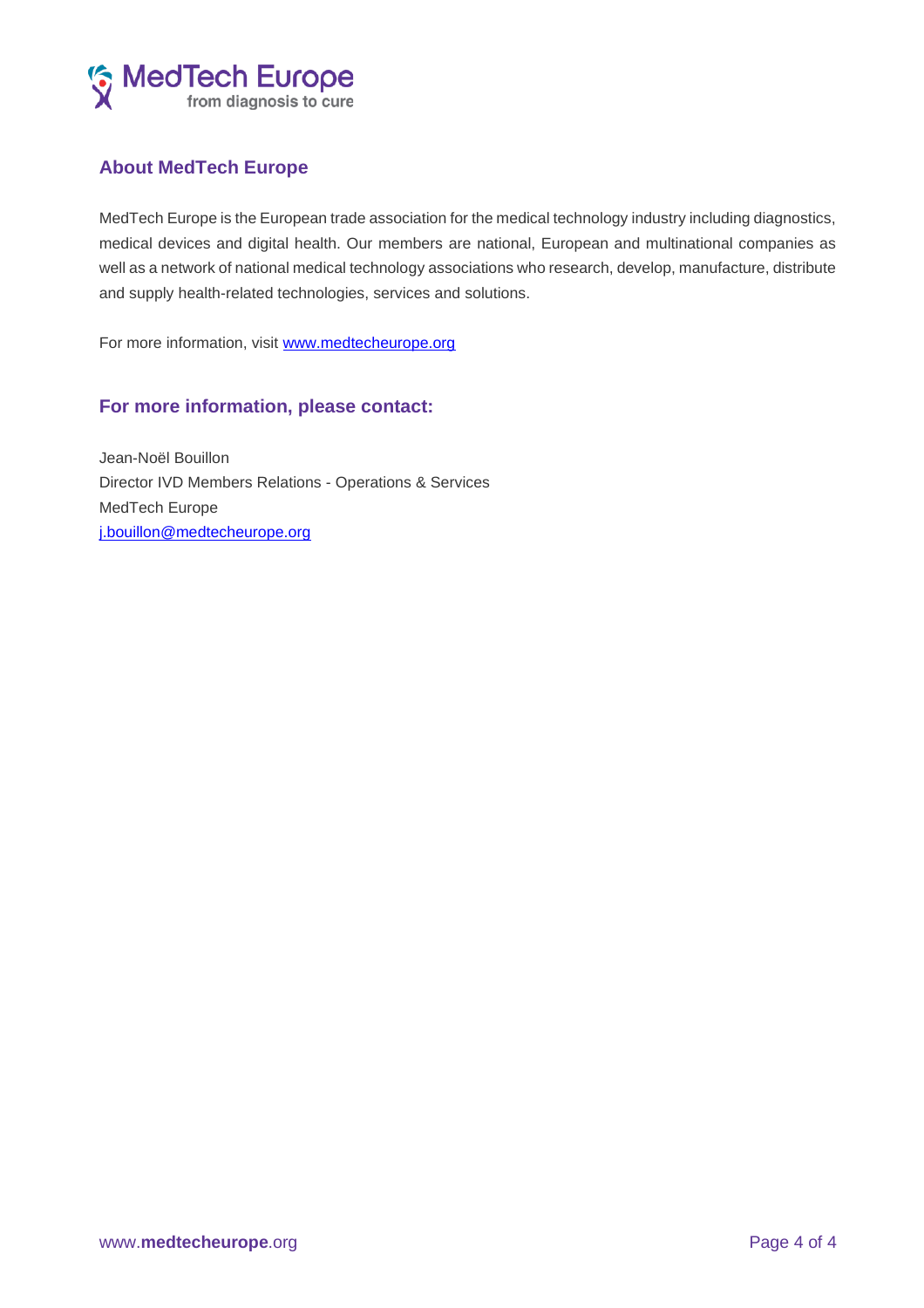## About MedTech Europe

MedTech Europe is the European trade association for the medical technology industry including diagnostics, medical devices and digital health. Our members are national, European and multinational companies as well as a network of national medical technology associations who research, develop, manufacture, distribute and supply health-related technologies, services and solutions.

For more information, visit [www.medtecheurope.org](http://www.medtecheurope.org)

## For more information, please contact:

Jean-Noël Bouillon
Director IVD Members Relations - Operations & Services
MedTech Europe
[j.bouillon@medtecheurope.org](mailto:j.bouillon@medtecheurope.org)